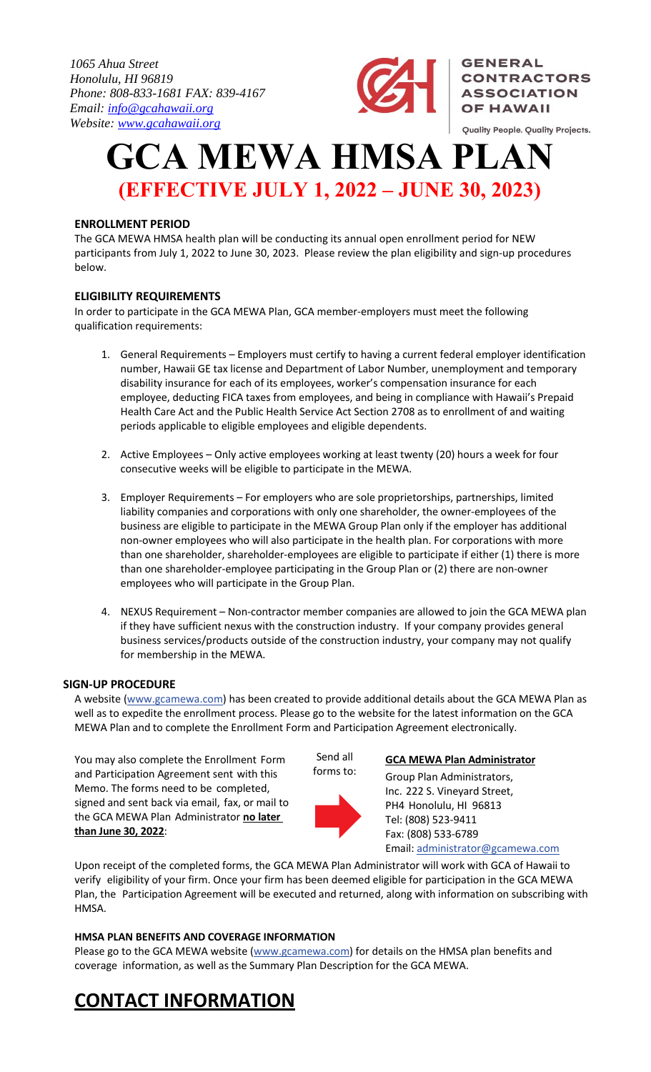*1065 Ahua Street*
*Honolulu, HI 96819*
*Phone: 808-833-1681 FAX: 839-4167*
*Email: info@gcahawaii.org*
*Website: www.gcahawaii.org*

GENERAL CONTRACTORS ASSOCIATION OF HAWAII

Quality People. Quality Projects.

# GCA MEWA HMSA PLAN

## (EFFECTIVE JULY 1, 2022 – JUNE 30, 2023)

### ENROLLMENT PERIOD

The GCA MEWA HMSA health plan will be conducting its annual open enrollment period for NEW participants from July 1, 2022 to June 30, 2023. Please review the plan eligibility and sign-up procedures below.

### ELIGIBILITY REQUIREMENTS

In order to participate in the GCA MEWA Plan, GCA member-employers must meet the following qualification requirements:

1. General Requirements – Employers must certify to having a current federal employer identification number, Hawaii GE tax license and Department of Labor Number, unemployment and temporary disability insurance for each of its employees, worker's compensation insurance for each employee, deducting FICA taxes from employees, and being in compliance with Hawaii's Prepaid Health Care Act and the Public Health Service Act Section 2708 as to enrollment of and waiting periods applicable to eligible employees and eligible dependents.

2. Active Employees – Only active employees working at least twenty (20) hours a week for four consecutive weeks will be eligible to participate in the MEWA.

3. Employer Requirements – For employers who are sole proprietorships, partnerships, limited liability companies and corporations with only one shareholder, the owner-employees of the business are eligible to participate in the MEWA Group Plan only if the employer has additional non-owner employees who will also participate in the health plan. For corporations with more than one shareholder, shareholder-employees are eligible to participate if either (1) there is more than one shareholder-employee participating in the Group Plan or (2) there are non-owner employees who will participate in the Group Plan.

4. NEXUS Requirement – Non-contractor member companies are allowed to join the GCA MEWA plan if they have sufficient nexus with the construction industry. If your company provides general business services/products outside of the construction industry, your company may not qualify for membership in the MEWA.

### SIGN-UP PROCEDURE

A website (www.gcamewa.com) has been created to provide additional details about the GCA MEWA Plan as well as to expedite the enrollment process. Please go to the website for the latest information on the GCA MEWA Plan and to complete the Enrollment Form and Participation Agreement electronically.

You may also complete the Enrollment Form and Participation Agreement sent with this Memo. The forms need to be completed, signed and sent back via email, fax, or mail to the GCA MEWA Plan Administrator **no later than June 30, 2022**:

Send all forms to:

**GCA MEWA Plan Administrator**
Group Plan Administrators, Inc. 222 S. Vineyard Street, PH4 Honolulu, HI 96813
Tel: (808) 523-9411
Fax: (808) 533-6789
Email: administrator@gcamewa.com

Upon receipt of the completed forms, the GCA MEWA Plan Administrator will work with GCA of Hawaii to verify eligibility of your firm. Once your firm has been deemed eligible for participation in the GCA MEWA Plan, the Participation Agreement will be executed and returned, along with information on subscribing with HMSA.

### HMSA PLAN BENEFITS AND COVERAGE INFORMATION

Please go to the GCA MEWA website (www.gcamewa.com) for details on the HMSA plan benefits and coverage information, as well as the Summary Plan Description for the GCA MEWA.

## CONTACT INFORMATION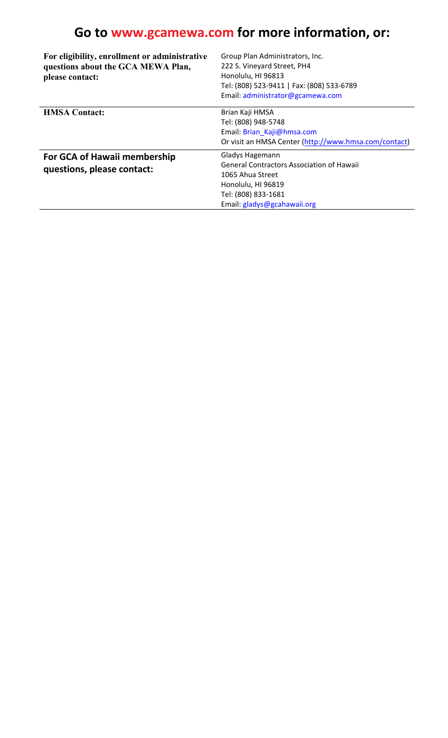# Go to www.gcamewa.com for more information, or:

| | |
|---|---|
| **For eligibility, enrollment or administrative questions about the GCA MEWA Plan, please contact:** | Group Plan Administrators, Inc.<br>222 S. Vineyard Street, PH4<br>Honolulu, HI 96813<br>Tel: (808) 523-9411 \| Fax: (808) 533-6789<br>Email: administrator@gcamewa.com |
| **HMSA Contact:** | Brian Kaji HMSA<br>Tel: (808) 948-5748<br>Email: Brian_Kaji@hmsa.com<br>Or visit an HMSA Center (http://www.hmsa.com/contact) |
| **For GCA of Hawaii membership questions, please contact:** | Gladys Hagemann<br>General Contractors Association of Hawaii<br>1065 Ahua Street<br>Honolulu, HI 96819<br>Tel: (808) 833-1681<br>Email: gladys@gcahawaii.org |